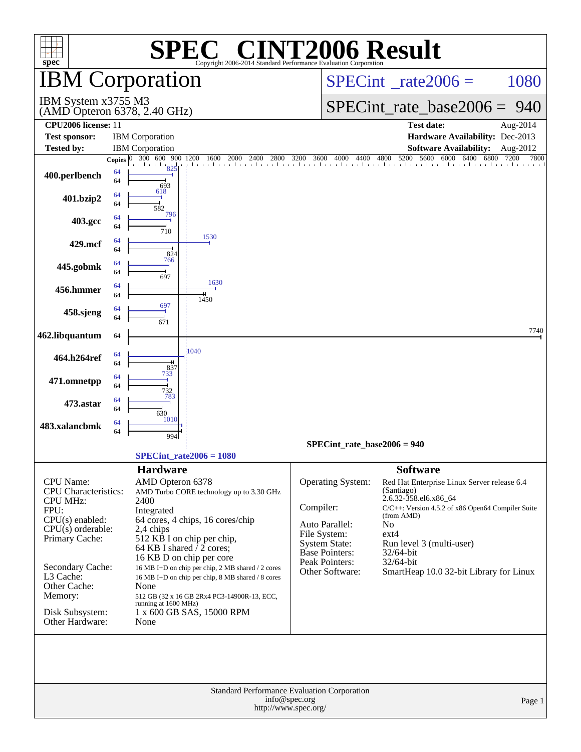# SPEC® CINT2006 Result

Copyright 2006-2014 Standard Performance Evaluation Corporation

## IBM Corporation

IBM System x3755 M3
(AMD Opteron 6378, 2.40 GHz)

SPECint_rate2006 = 1080

SPECint_rate_base2006 = 940

| | | | |
|---|---|---|---|
| **CPU2006 license:** | 11 | **Test date:** | Aug-2014 |
| **Test sponsor:** | IBM Corporation | **Hardware Availability:** | Dec-2013 |
| **Tested by:** | IBM Corporation | **Software Availability:** | Aug-2012 |

| Benchmark | Copies (peak) | Copies (base) | Peak | Base |
|---|---|---|---|---|
| 400.perlbench | 64 | 64 | 825 | 693 |
| 401.bzip2 | 64 | 64 | 618 | 582 |
| 403.gcc | 64 | 64 | 796 | 710 |
| 429.mcf | 64 | 64 | 1530 | 824 |
| 445.gobmk | 64 | 64 | 766 | 697 |
| 456.hmmer | 64 | 64 | 1630 | 1450 |
| 458.sjeng | 64 | 64 | 697 | 671 |
| 462.libquantum | | 64 | | 7740 |
| 464.h264ref | 64 | 64 | 1040 | 837 |
| 471.omnetpp | 64 | 64 | 733 | 732 |
| 473.astar | 64 | 64 | 783 | 630 |
| 483.xalancbmk | 64 | 64 | 1010 | 994 |

SPECint_rate_base2006 = 940

SPECint_rate2006 = 1080

### Hardware

| | |
|---|---|
| CPU Name: | AMD Opteron 6378 |
| CPU Characteristics: | AMD Turbo CORE technology up to 3.30 GHz |
| CPU MHz: | 2400 |
| FPU: | Integrated |
| CPU(s) enabled: | 64 cores, 4 chips, 16 cores/chip |
| CPU(s) orderable: | 2,4 chips |
| Primary Cache: | 512 KB I on chip per chip, 64 KB I shared / 2 cores; 16 KB D on chip per core |
| Secondary Cache: | 16 MB I+D on chip per chip, 2 MB shared / 2 cores |
| L3 Cache: | 16 MB I+D on chip per chip, 8 MB shared / 8 cores |
| Other Cache: | None |
| Memory: | 512 GB (32 x 16 GB 2Rx4 PC3-14900R-13, ECC, running at 1600 MHz) |
| Disk Subsystem: | 1 x 600 GB SAS, 15000 RPM |
| Other Hardware: | None |

### Software

| | |
|---|---|
| Operating System: | Red Hat Enterprise Linux Server release 6.4 (Santiago) 2.6.32-358.el6.x86_64 |
| Compiler: | C/C++: Version 4.5.2 of x86 Open64 Compiler Suite (from AMD) |
| Auto Parallel: | No |
| File System: | ext4 |
| System State: | Run level 3 (multi-user) |
| Base Pointers: | 32/64-bit |
| Peak Pointers: | 32/64-bit |
| Other Software: | SmartHeap 10.0 32-bit Library for Linux |

Standard Performance Evaluation Corporation
info@spec.org
http://www.spec.org/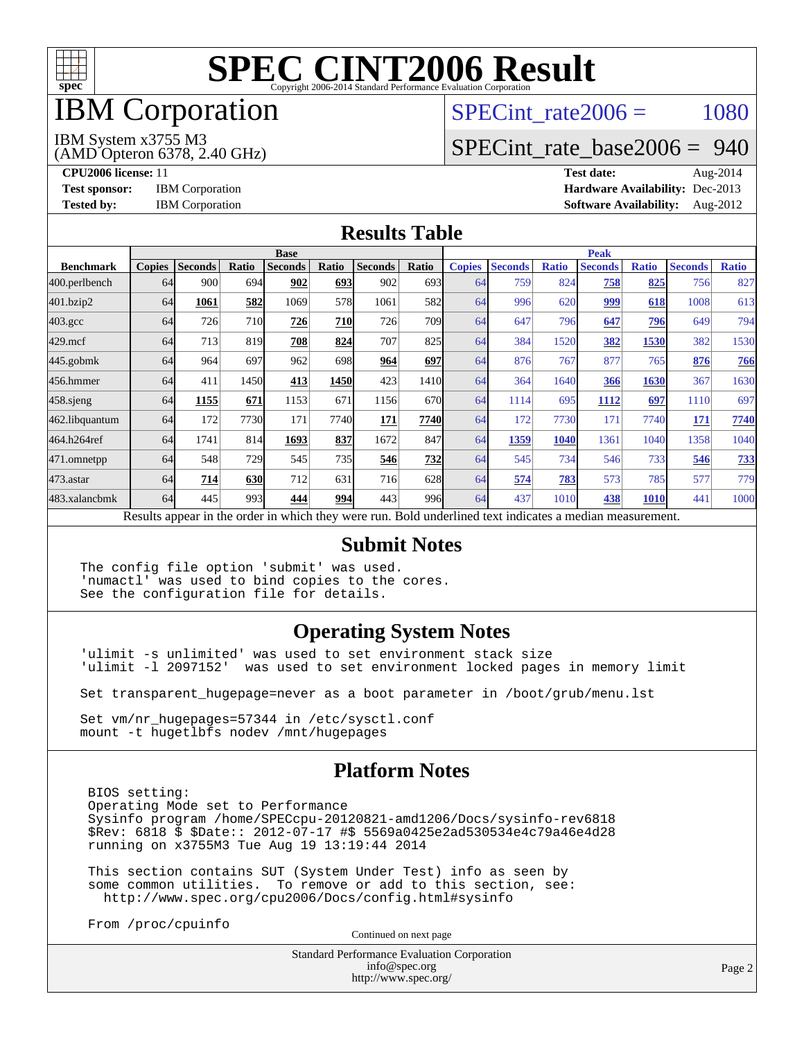# SPEC CINT2006 Result

Copyright 2006-2014 Standard Performance Evaluation Corporation

# IBM Corporation

IBM System x3755 M3
(AMD Opteron 6378, 2.40 GHz)

SPECint_rate2006 = 1080

SPECint_rate_base2006 = 940

**CPU2006 license:** 11
**Test sponsor:** IBM Corporation
**Tested by:** IBM Corporation

**Test date:** Aug-2014
**Hardware Availability:** Dec-2013
**Software Availability:** Aug-2012

## Results Table

| Benchmark | Base | | | | | | | Peak | | | | | | |
|---|---|---|---|---|---|---|---|---|---|---|---|---|---|---|
| | Copies | Seconds | Ratio | Seconds | Ratio | Seconds | Ratio | Copies | Seconds | Ratio | Seconds | Ratio | Seconds | Ratio |
| 400.perlbench | 64 | 900 | 694 | **902** | **693** | 902 | 693 | 64 | 759 | 824 | **758** | **825** | 756 | 827 |
| 401.bzip2 | 64 | **1061** | **582** | 1069 | 578 | 1061 | 582 | 64 | 996 | 620 | **999** | **618** | 1008 | 613 |
| 403.gcc | 64 | 726 | 710 | **726** | **710** | 726 | 709 | 64 | 647 | 796 | **647** | **796** | 649 | 794 |
| 429.mcf | 64 | 713 | 819 | **708** | **824** | 707 | 825 | 64 | 384 | 1520 | **382** | **1530** | 382 | 1530 |
| 445.gobmk | 64 | 964 | 697 | 962 | 698 | **964** | **697** | 64 | 876 | 767 | 877 | 765 | **876** | **766** |
| 456.hmmer | 64 | 411 | 1450 | **413** | **1450** | 423 | 1410 | 64 | 364 | 1640 | **366** | **1630** | 367 | 1630 |
| 458.sjeng | 64 | **1155** | **671** | 1153 | 671 | 1156 | 670 | 64 | 1114 | 695 | **1112** | **697** | 1110 | 697 |
| 462.libquantum | 64 | 172 | 7730 | 171 | 7740 | **171** | **7740** | 64 | 172 | 7730 | 171 | 7740 | **171** | **7740** |
| 464.h264ref | 64 | 1741 | 814 | **1693** | **837** | 1672 | 847 | 64 | **1359** | **1040** | 1361 | 1040 | 1358 | 1040 |
| 471.omnetpp | 64 | 548 | 729 | 545 | 735 | **546** | **732** | 64 | 545 | 734 | 546 | 733 | **546** | **733** |
| 473.astar | 64 | **714** | **630** | 712 | 631 | 716 | 628 | 64 | **574** | **783** | 573 | 785 | 577 | 779 |
| 483.xalancbmk | 64 | 445 | 993 | **444** | **994** | 443 | 996 | 64 | 437 | 1010 | **438** | **1010** | 441 | 1000 |

Results appear in the order in which they were run. Bold underlined text indicates a median measurement.

## Submit Notes

```
The config file option 'submit' was used.
'numactl' was used to bind copies to the cores.
See the configuration file for details.
```

## Operating System Notes

```
'ulimit -s unlimited' was used to set environment stack size
'ulimit -l 2097152'  was used to set environment locked pages in memory limit

Set transparent_hugepage=never as a boot parameter in /boot/grub/menu.lst

Set vm/nr_hugepages=57344 in /etc/sysctl.conf
mount -t hugetlbfs nodev /mnt/hugepages
```

## Platform Notes

```
BIOS setting:
Operating Mode set to Performance
Sysinfo program /home/SPECcpu-20120821-amd1206/Docs/sysinfo-rev6818
$Rev: 6818 $ $Date:: 2012-07-17 #$ 5569a0425e2ad530534e4c79a46e4d28
running on x3755M3 Tue Aug 19 13:19:44 2014

This section contains SUT (System Under Test) info as seen by
some common utilities.  To remove or add to this section, see:
  http://www.spec.org/cpu2006/Docs/config.html#sysinfo

From /proc/cpuinfo
```

Continued on next page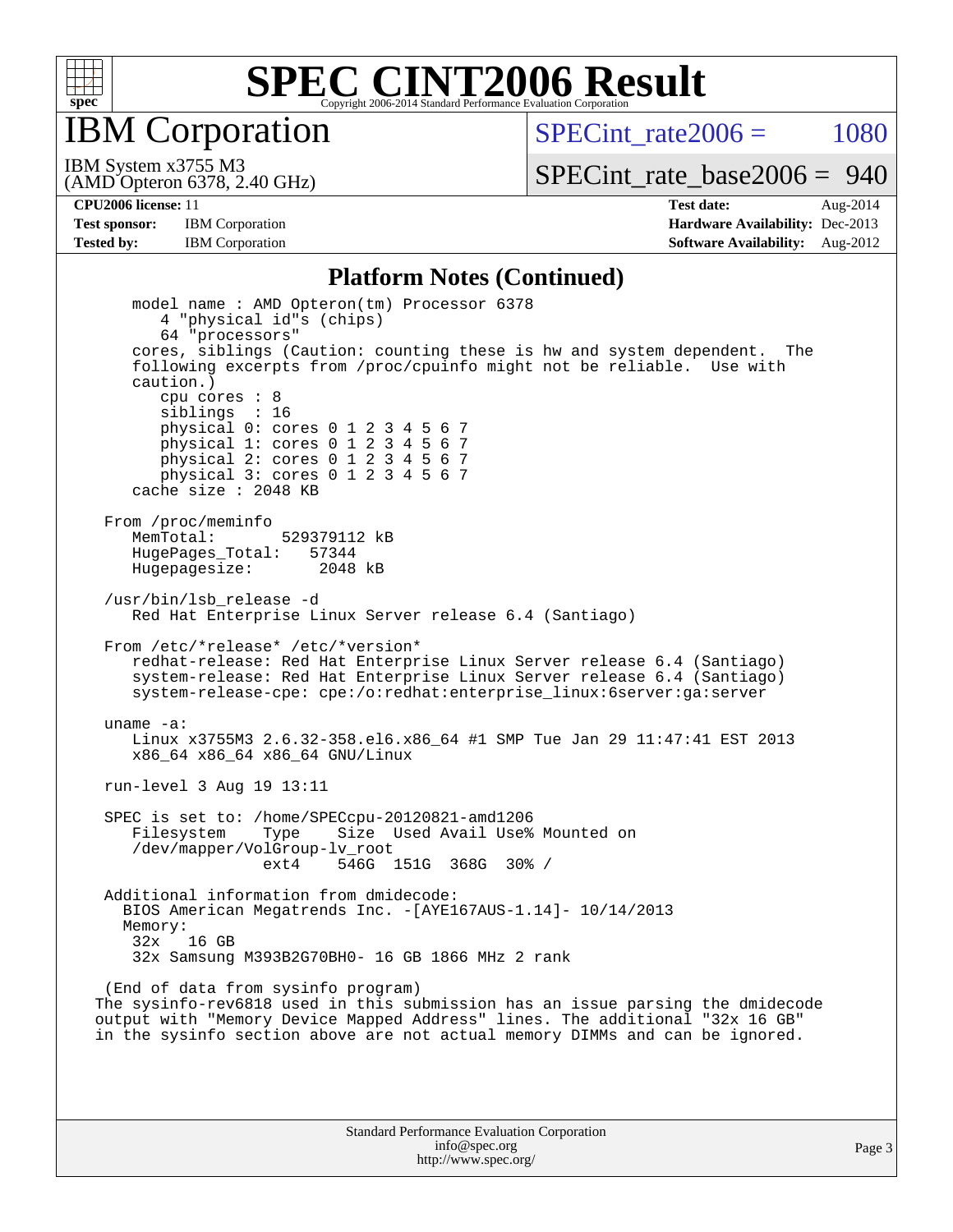# SPEC CINT2006 Result

Copyright 2006-2014 Standard Performance Evaluation Corporation

## IBM Corporation

IBM System x3755 M3
(AMD Opteron 6378, 2.40 GHz)

SPECint_rate2006 = 1080

SPECint_rate_base2006 = 940

| | | | |
|---|---|---|---|
| **CPU2006 license:** | 11 | **Test date:** | Aug-2014 |
| **Test sponsor:** | IBM Corporation | **Hardware Availability:** | Dec-2013 |
| **Tested by:** | IBM Corporation | **Software Availability:** | Aug-2012 |

### Platform Notes (Continued)

```
    model name : AMD Opteron(tm) Processor 6378
       4 "physical id"s (chips)
       64 "processors"
    cores, siblings (Caution: counting these is hw and system dependent.  The
    following excerpts from /proc/cpuinfo might not be reliable.  Use with
    caution.)
       cpu cores : 8
       siblings  : 16
       physical 0: cores 0 1 2 3 4 5 6 7
       physical 1: cores 0 1 2 3 4 5 6 7
       physical 2: cores 0 1 2 3 4 5 6 7
       physical 3: cores 0 1 2 3 4 5 6 7
    cache size : 2048 KB

 From /proc/meminfo
    MemTotal:       529379112 kB
    HugePages_Total:   57344
    Hugepagesize:       2048 kB

 /usr/bin/lsb_release -d
    Red Hat Enterprise Linux Server release 6.4 (Santiago)

 From /etc/*release* /etc/*version*
    redhat-release: Red Hat Enterprise Linux Server release 6.4 (Santiago)
    system-release: Red Hat Enterprise Linux Server release 6.4 (Santiago)
    system-release-cpe: cpe:/o:redhat:enterprise_linux:6server:ga:server

 uname -a:
    Linux x3755M3 2.6.32-358.el6.x86_64 #1 SMP Tue Jan 29 11:47:41 EST 2013
    x86_64 x86_64 x86_64 GNU/Linux

 run-level 3 Aug 19 13:11

 SPEC is set to: /home/SPECcpu-20120821-amd1206
    Filesystem     Type    Size  Used Avail Use% Mounted on
    /dev/mapper/VolGroup-lv_root
                   ext4    546G  151G  368G  30% /

 Additional information from dmidecode:
   BIOS American Megatrends Inc. -[AYE167AUS-1.14]- 10/14/2013
   Memory:
    32x   16 GB
    32x Samsung M393B2G70BH0- 16 GB 1866 MHz 2 rank

 (End of data from sysinfo program)
The sysinfo-rev6818 used in this submission has an issue parsing the dmidecode
output with "Memory Device Mapped Address" lines. The additional "32x 16 GB"
in the sysinfo section above are not actual memory DIMMs and can be ignored.
```

Standard Performance Evaluation Corporation
info@spec.org
http://www.spec.org/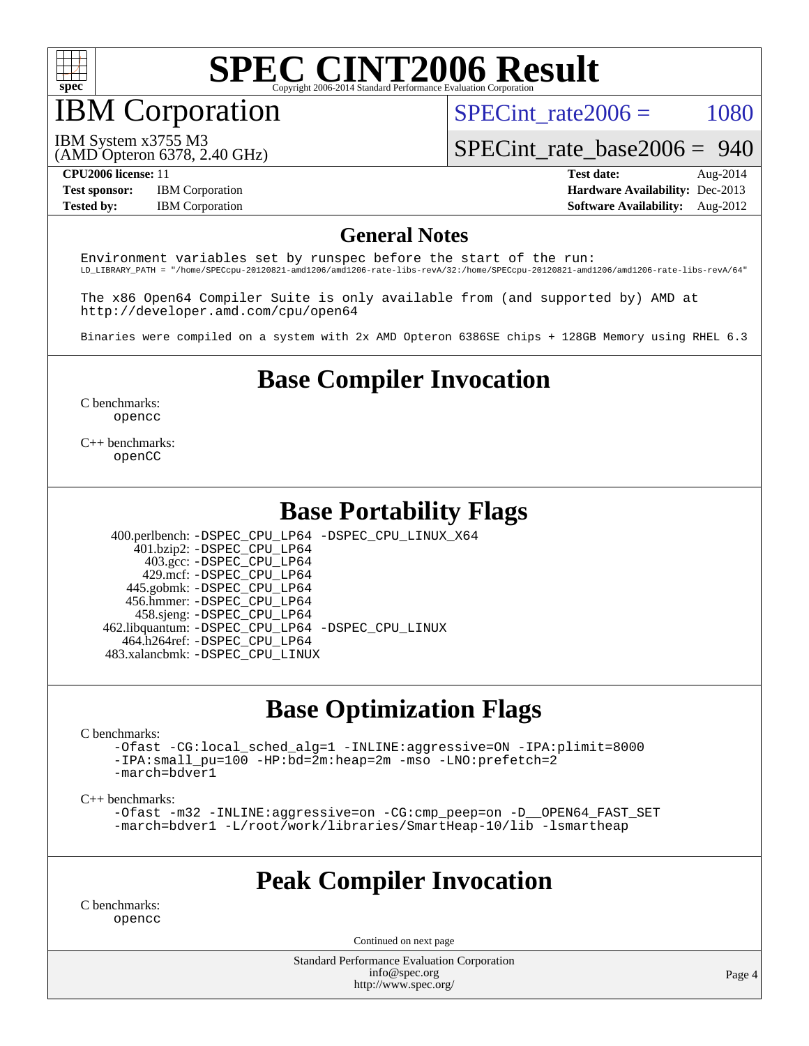# IBM Corporation

IBM System x3755 M3
(AMD Opteron 6378, 2.40 GHz)

SPECint_rate2006 = 1080

SPECint_rate_base2006 = 940

**CPU2006 license:** 11
**Test sponsor:** IBM Corporation
**Tested by:** IBM Corporation

**Test date:** Aug-2014
**Hardware Availability:** Dec-2013
**Software Availability:** Aug-2012

## General Notes

```
Environment variables set by runspec before the start of the run:
LD_LIBRARY_PATH = "/home/SPECcpu-20120821-amd1206/amd1206-rate-libs-revA/32:/home/SPECcpu-20120821-amd1206/amd1206-rate-libs-revA/64"

The x86 Open64 Compiler Suite is only available from (and supported by) AMD at
http://developer.amd.com/cpu/open64

Binaries were compiled on a system with 2x AMD Opteron 6386SE chips + 128GB Memory using RHEL 6.3
```

## Base Compiler Invocation

C benchmarks:
```
opencc
```

C++ benchmarks:
```
openCC
```

## Base Portability Flags

```
400.perlbench: -DSPEC_CPU_LP64 -DSPEC_CPU_LINUX_X64
   401.bzip2: -DSPEC_CPU_LP64
     403.gcc: -DSPEC_CPU_LP64
     429.mcf: -DSPEC_CPU_LP64
   445.gobmk: -DSPEC_CPU_LP64
   456.hmmer: -DSPEC_CPU_LP64
   458.sjeng: -DSPEC_CPU_LP64
462.libquantum: -DSPEC_CPU_LP64 -DSPEC_CPU_LINUX
 464.h264ref: -DSPEC_CPU_LP64
483.xalancbmk: -DSPEC_CPU_LINUX
```

## Base Optimization Flags

C benchmarks:
```
-Ofast -CG:local_sched_alg=1 -INLINE:aggressive=ON -IPA:plimit=8000
-IPA:small_pu=100 -HP:bd=2m:heap=2m -mso -LNO:prefetch=2
-march=bdver1
```

C++ benchmarks:
```
-Ofast -m32 -INLINE:aggressive=on -CG:cmp_peep=on -D__OPEN64_FAST_SET
-march=bdver1 -L/root/work/libraries/SmartHeap-10/lib -lsmartheap
```

## Peak Compiler Invocation

C benchmarks:
```
opencc
```

Continued on next page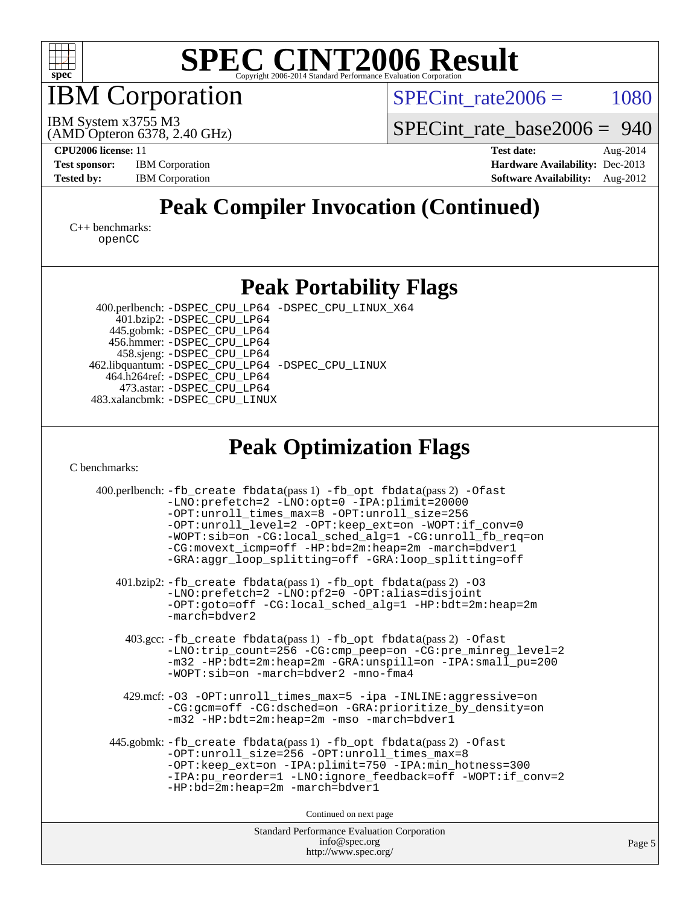## Peak Compiler Invocation (Continued)

C++ benchmarks:
openCC

## Peak Portability Flags

400.perlbench: -DSPEC_CPU_LP64 -DSPEC_CPU_LINUX_X64
401.bzip2: -DSPEC_CPU_LP64
445.gobmk: -DSPEC_CPU_LP64
456.hmmer: -DSPEC_CPU_LP64
458.sjeng: -DSPEC_CPU_LP64
462.libquantum: -DSPEC_CPU_LP64 -DSPEC_CPU_LINUX
464.h264ref: -DSPEC_CPU_LP64
473.astar: -DSPEC_CPU_LP64
483.xalancbmk: -DSPEC_CPU_LINUX

## Peak Optimization Flags

C benchmarks:

400.perlbench: -fb_create fbdata(pass 1) -fb_opt fbdata(pass 2) -Ofast -LNO:prefetch=2 -LNO:opt=0 -IPA:plimit=20000 -OPT:unroll_times_max=8 -OPT:unroll_size=256 -OPT:unroll_level=2 -OPT:keep_ext=on -WOPT:if_conv=0 -WOPT:sib=on -CG:local_sched_alg=1 -CG:unroll_fb_req=on -CG:movext_icmp=off -HP:bd=2m:heap=2m -march=bdver1 -GRA:aggr_loop_splitting=off -GRA:loop_splitting=off

401.bzip2: -fb_create fbdata(pass 1) -fb_opt fbdata(pass 2) -O3 -LNO:prefetch=2 -LNO:pf2=0 -OPT:alias=disjoint -OPT:goto=off -CG:local_sched_alg=1 -HP:bdt=2m:heap=2m -march=bdver2

403.gcc: -fb_create fbdata(pass 1) -fb_opt fbdata(pass 2) -Ofast -LNO:trip_count=256 -CG:cmp_peep=on -CG:pre_minreg_level=2 -m32 -HP:bdt=2m:heap=2m -GRA:unspill=on -IPA:small_pu=200 -WOPT:sib=on -march=bdver2 -mno-fma4

429.mcf: -O3 -OPT:unroll_times_max=5 -ipa -INLINE:aggressive=on -CG:gcm=off -CG:dsched=on -GRA:prioritize_by_density=on -m32 -HP:bdt=2m:heap=2m -mso -march=bdver1

445.gobmk: -fb_create fbdata(pass 1) -fb_opt fbdata(pass 2) -Ofast -OPT:unroll_size=256 -OPT:unroll_times_max=8 -OPT:keep_ext=on -IPA:plimit=750 -IPA:min_hotness=300 -IPA:pu_reorder=1 -LNO:ignore_feedback=off -WOPT:if_conv=2 -HP:bd=2m:heap=2m -march=bdver1

Continued on next page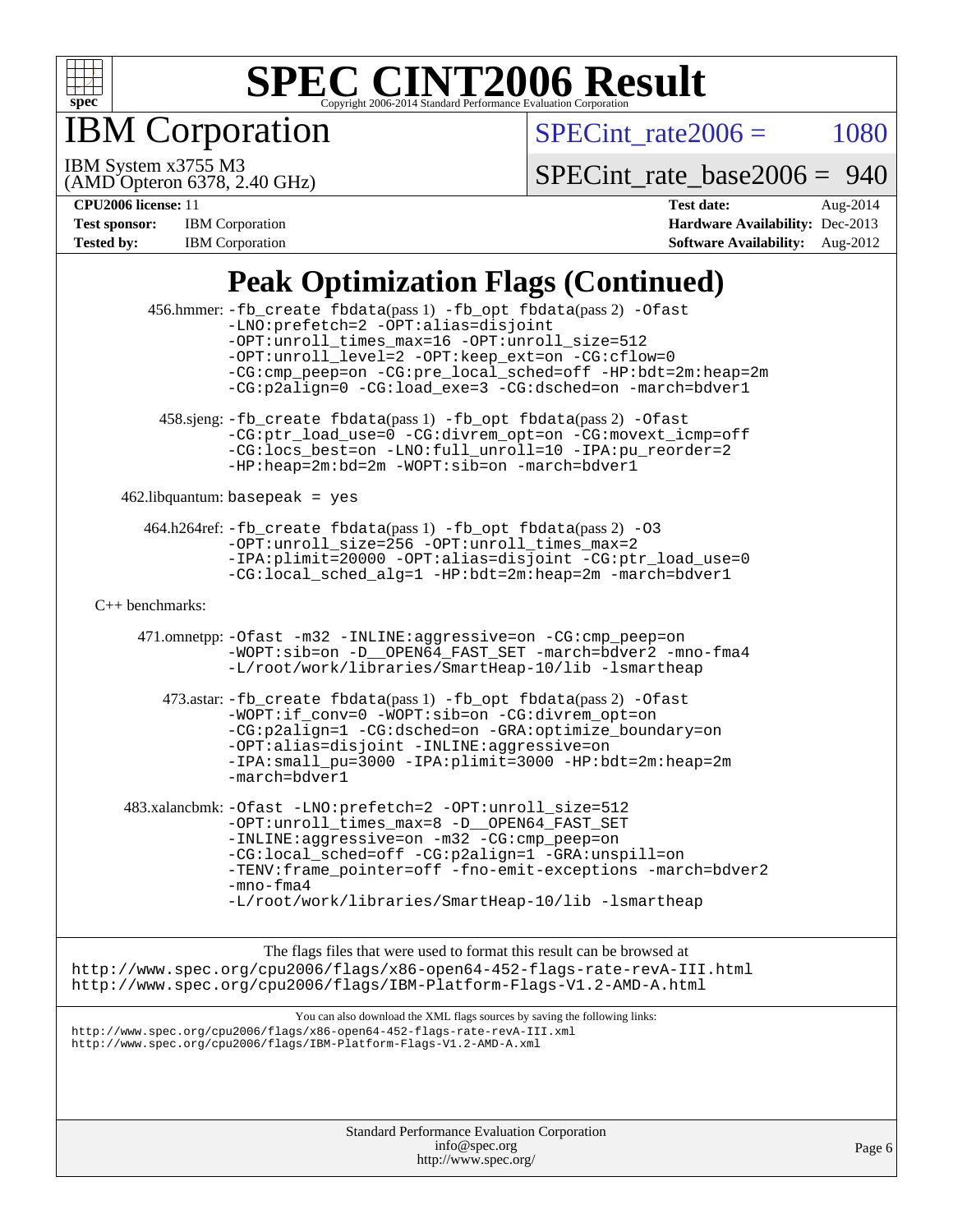# SPEC CINT2006 Result

Copyright 2006-2014 Standard Performance Evaluation Corporation

## IBM Corporation

IBM System x3755 M3
(AMD Opteron 6378, 2.40 GHz)

SPECint_rate2006 = 1080

SPECint_rate_base2006 = 940

| | | | |
|---|---|---|---|
| **CPU2006 license:** 11 | | **Test date:** | Aug-2014 |
| **Test sponsor:** | IBM Corporation | **Hardware Availability:** | Dec-2013 |
| **Tested by:** | IBM Corporation | **Software Availability:** | Aug-2012 |

## Peak Optimization Flags (Continued)

456.hmmer: -fb_create fbdata(pass 1) -fb_opt fbdata(pass 2) -Ofast -LNO:prefetch=2 -OPT:alias=disjoint -OPT:unroll_times_max=16 -OPT:unroll_size=512 -OPT:unroll_level=2 -OPT:keep_ext=on -CG:cflow=0 -CG:cmp_peep=on -CG:pre_local_sched=off -HP:bdt=2m:heap=2m -CG:p2align=0 -CG:load_exe=3 -CG:dsched=on -march=bdver1

458.sjeng: -fb_create fbdata(pass 1) -fb_opt fbdata(pass 2) -Ofast -CG:ptr_load_use=0 -CG:divrem_opt=on -CG:movext_icmp=off -CG:locs_best=on -LNO:full_unroll=10 -IPA:pu_reorder=2 -HP:heap=2m:bd=2m -WOPT:sib=on -march=bdver1

462.libquantum: basepeak = yes

464.h264ref: -fb_create fbdata(pass 1) -fb_opt fbdata(pass 2) -O3 -OPT:unroll_size=256 -OPT:unroll_times_max=2 -IPA:plimit=20000 -OPT:alias=disjoint -CG:ptr_load_use=0 -CG:local_sched_alg=1 -HP:bdt=2m:heap=2m -march=bdver1

C++ benchmarks:

471.omnetpp: -Ofast -m32 -INLINE:aggressive=on -CG:cmp_peep=on -WOPT:sib=on -D__OPEN64_FAST_SET -march=bdver2 -mno-fma4 -L/root/work/libraries/SmartHeap-10/lib -lsmartheap

473.astar: -fb_create fbdata(pass 1) -fb_opt fbdata(pass 2) -Ofast -WOPT:if_conv=0 -WOPT:sib=on -CG:divrem_opt=on -CG:p2align=1 -CG:dsched=on -GRA:optimize_boundary=on -OPT:alias=disjoint -INLINE:aggressive=on -IPA:small_pu=3000 -IPA:plimit=3000 -HP:bdt=2m:heap=2m -march=bdver1

483.xalancbmk: -Ofast -LNO:prefetch=2 -OPT:unroll_size=512 -OPT:unroll_times_max=8 -D__OPEN64_FAST_SET -INLINE:aggressive=on -m32 -CG:cmp_peep=on -CG:local_sched=off -CG:p2align=1 -GRA:unspill=on -TENV:frame_pointer=off -fno-emit-exceptions -march=bdver2 -mno-fma4 -L/root/work/libraries/SmartHeap-10/lib -lsmartheap

The flags files that were used to format this result can be browsed at
http://www.spec.org/cpu2006/flags/x86-open64-452-flags-rate-revA-III.html
http://www.spec.org/cpu2006/flags/IBM-Platform-Flags-V1.2-AMD-A.html

You can also download the XML flags sources by saving the following links:
http://www.spec.org/cpu2006/flags/x86-open64-452-flags-rate-revA-III.xml
http://www.spec.org/cpu2006/flags/IBM-Platform-Flags-V1.2-AMD-A.xml

Standard Performance Evaluation Corporation
info@spec.org
http://www.spec.org/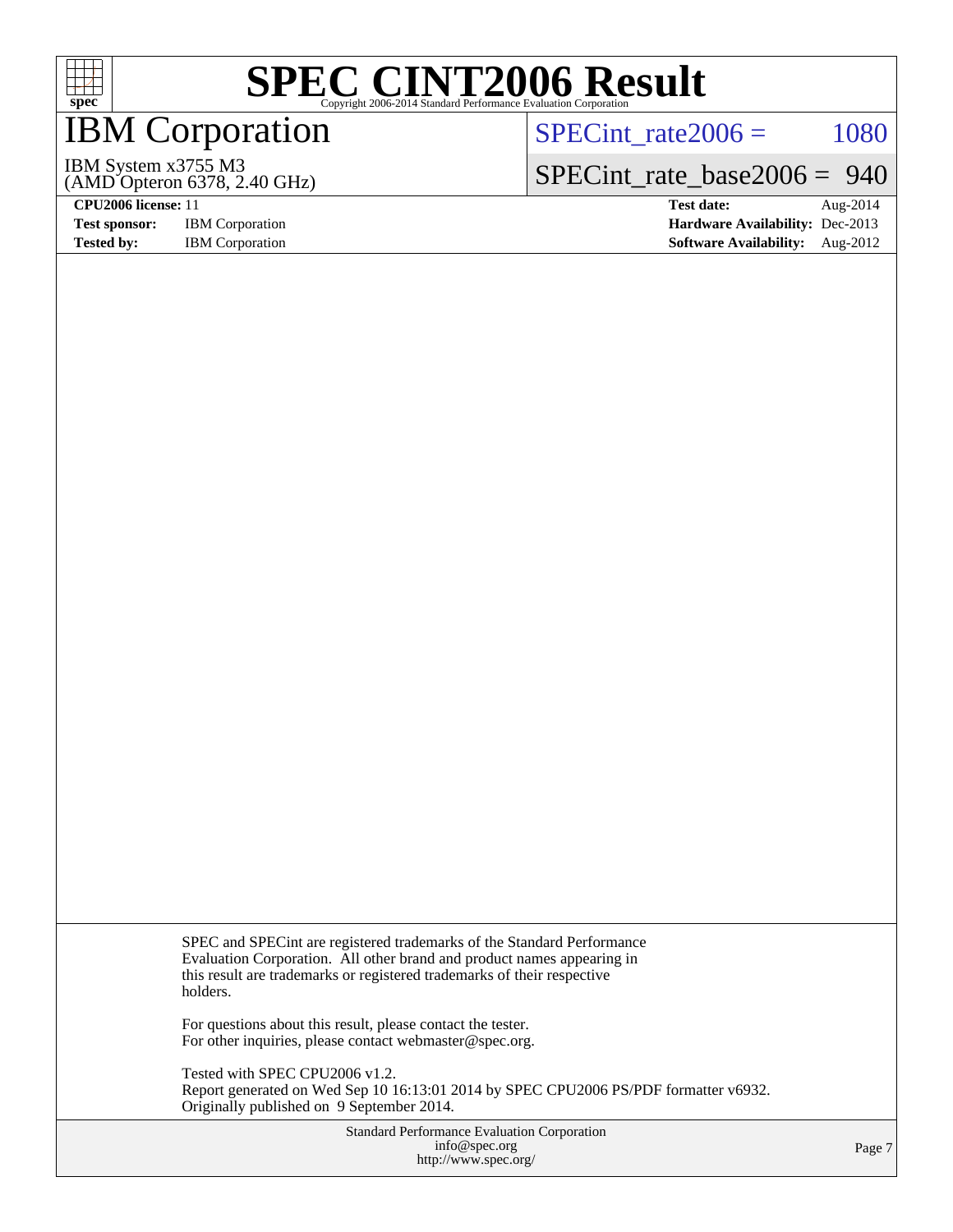# SPEC CINT2006 Result

Copyright 2006-2014 Standard Performance Evaluation Corporation

## IBM Corporation

IBM System x3755 M3
(AMD Opteron 6378, 2.40 GHz)

SPECint_rate2006 = 1080

SPECint_rate_base2006 = 940

**CPU2006 license:** 11
**Test sponsor:** IBM Corporation
**Tested by:** IBM Corporation

**Test date:** Aug-2014
**Hardware Availability:** Dec-2013
**Software Availability:** Aug-2012

SPEC and SPECint are registered trademarks of the Standard Performance Evaluation Corporation. All other brand and product names appearing in this result are trademarks or registered trademarks of their respective holders.

For questions about this result, please contact the tester.
For other inquiries, please contact webmaster@spec.org.

Tested with SPEC CPU2006 v1.2.
Report generated on Wed Sep 10 16:13:01 2014 by SPEC CPU2006 PS/PDF formatter v6932.
Originally published on 9 September 2014.